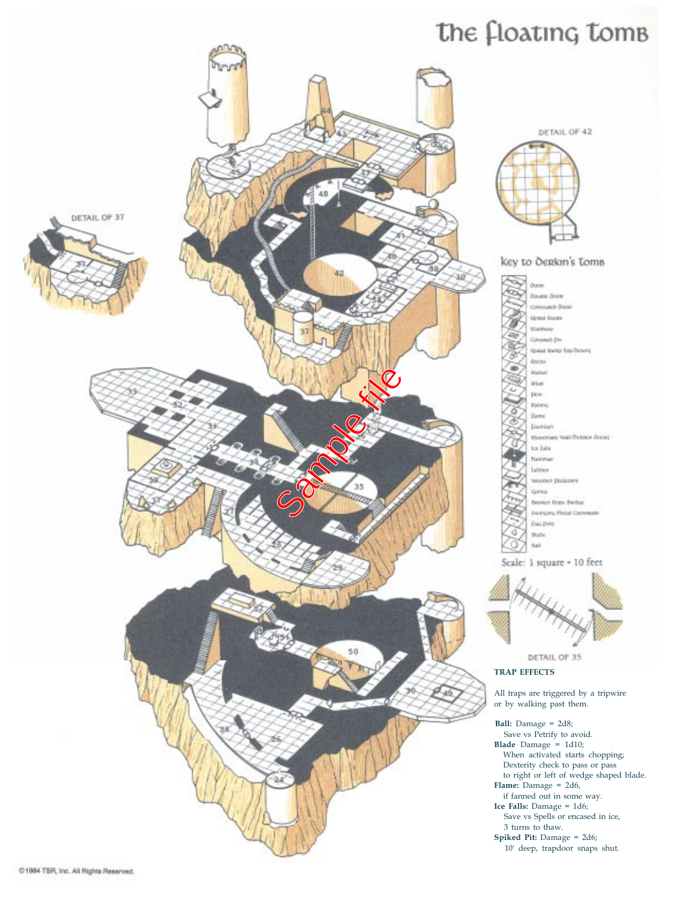# The Floating Tomb

DETAIL OF 42

DETAIL OF 37

## Key to Derkin's Tomb

- Door
- Double Door
- Concealed Door
- Spiral Stairs
- Stairway
- Covered Pit
- Spiral Ramp (up/down)
- Rocks
- Statue
- Altar
- Pew
- Railing
- Flame
- Fountain
- Illusionary Wall (Hidden Door)
- Ice Falls
- Hammock
- Ladder
- Wooden Platform
- Gong
- Broken Rope Bridge
- Swinging Metal Catwalk
- Flag Pole
- Blade
- Ball

Scale: 1 square = 10 feet

DETAIL OF 35

**TRAP EFFECTS**

All traps are triggered by a tripwire or by walking past them.

**Ball:** Damage = 2d8;
Save vs Petrify to avoid.

**Blade** Damage = 1d10;
When activated starts chopping;
Dexterity check to pass or pass to right or left of wedge shaped blade.

**Flame:** Damage = 2d6,
if fanned out in some way.

**Ice Falls:** Damage = 1d6;
Save vs Spells or encased in ice,
3 turns to thaw.

**Spiked Pit:** Damage = 2d6;
10' deep, trapdoor snaps shut.

©1984 TSR, Inc. All Rights Reserved.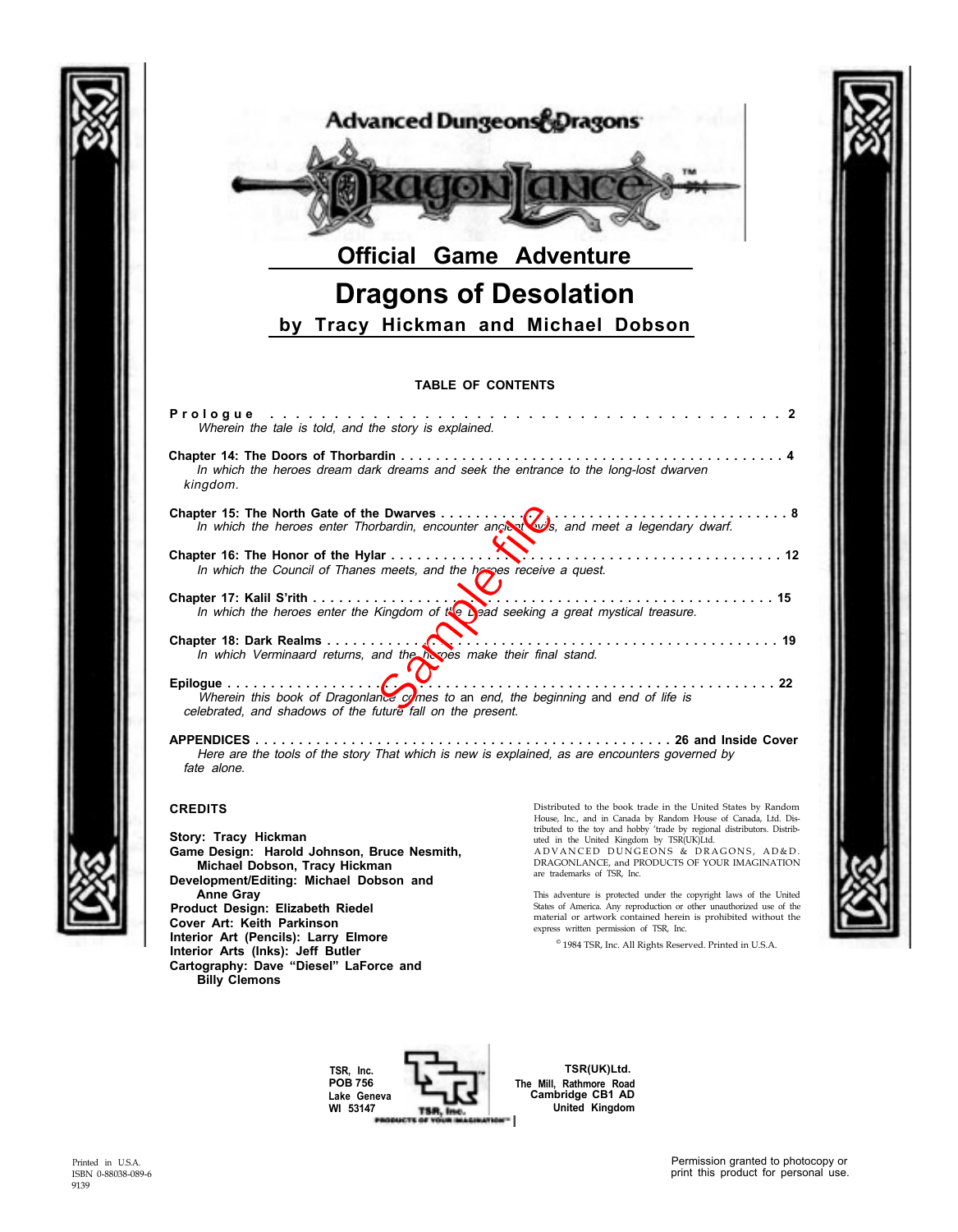Advanced Dungeons & Dragons

DRAGONLANCE™

## Official Game Adventure

# Dragons of Desolation

### by Tracy Hickman and Michael Dobson

**TABLE OF CONTENTS**

**Prologue** . . . . . . . . . . . . . . . . . . . . . . . . . . . . . . . . . . . . . . . . . . . . 2
*Wherein the tale is told, and the story is explained.*

**Chapter 14: The Doors of Thorbardin** . . . . . . . . . . . . . . . . . . . . . . . . . . . 4
*In which the heroes dream dark dreams and seek the entrance to the long-lost dwarven kingdom.*

**Chapter 15: The North Gate of the Dwarves** . . . . . . . . . . . . . . . . . . . . . . . 8
*In which the heroes enter Thorbardin, encounter ancient evils, and meet a legendary dwarf.*

**Chapter 16: The Honor of the Hylar** . . . . . . . . . . . . . . . . . . . . . . . . . . . 12
*In which the Council of Thanes meets, and the heroes receive a quest.*

**Chapter 17: Kalil S'rith** . . . . . . . . . . . . . . . . . . . . . . . . . . . . . . . . . 15
*In which the heroes enter the Kingdom of the Dead seeking a great mystical treasure.*

**Chapter 18: Dark Realms** . . . . . . . . . . . . . . . . . . . . . . . . . . . . . . . . . 19
*In which Verminaard returns, and the heroes make their final stand.*

**Epilogue** . . . . . . . . . . . . . . . . . . . . . . . . . . . . . . . . . . . . . . . . . . 22
*Wherein this book of Dragonlance comes to an end, the beginning and end of life is celebrated, and shadows of the future fall on the present.*

**APPENDICES** . . . . . . . . . . . . . . . . . . . . . . . . . . . . . . . . 26 and Inside Cover
*Here are the tools of the story That which is new is explained, as are encounters governed by fate alone.*

**CREDITS**

**Story: Tracy Hickman**
**Game Design: Harold Johnson, Bruce Nesmith, Michael Dobson, Tracy Hickman**
**Development/Editing: Michael Dobson and Anne Gray**
**Product Design: Elizabeth Riedel**
**Cover Art: Keith Parkinson**
**Interior Art (Pencils): Larry Elmore**
**Interior Arts (Inks): Jeff Butler**
**Cartography: Dave "Diesel" LaForce and Billy Clemons**

Distributed to the book trade in the United States by Random House, Inc., and in Canada by Random House of Canada, Ltd. Distributed to the toy and hobby 'trade by regional distributors. Distributed in the United Kingdom by TSR(UK)Ltd.
ADVANCED DUNGEONS & DRAGONS, AD&D, DRAGONLANCE, and PRODUCTS OF YOUR IMAGINATION are trademarks of TSR, Inc.

This adventure is protected under the copyright laws of the United States of America. Any reproduction or other unauthorized use of the material or artwork contained herein is prohibited without the express written permission of TSR, Inc.

© 1984 TSR, Inc. All Rights Reserved. Printed in U.S.A.

**TSR, Inc.**
**POB 756**
**Lake Geneva**
**WI 53147**

TSR, Inc.
PRODUCTS OF YOUR IMAGINATION™

**TSR(UK)Ltd.**
**The Mill, Rathmore Road**
**Cambridge CB1 AD**
**United Kingdom**

Printed in U.S.A.
ISBN 0-88038-089-6
9139

Permission granted to photocopy or print this product for personal use.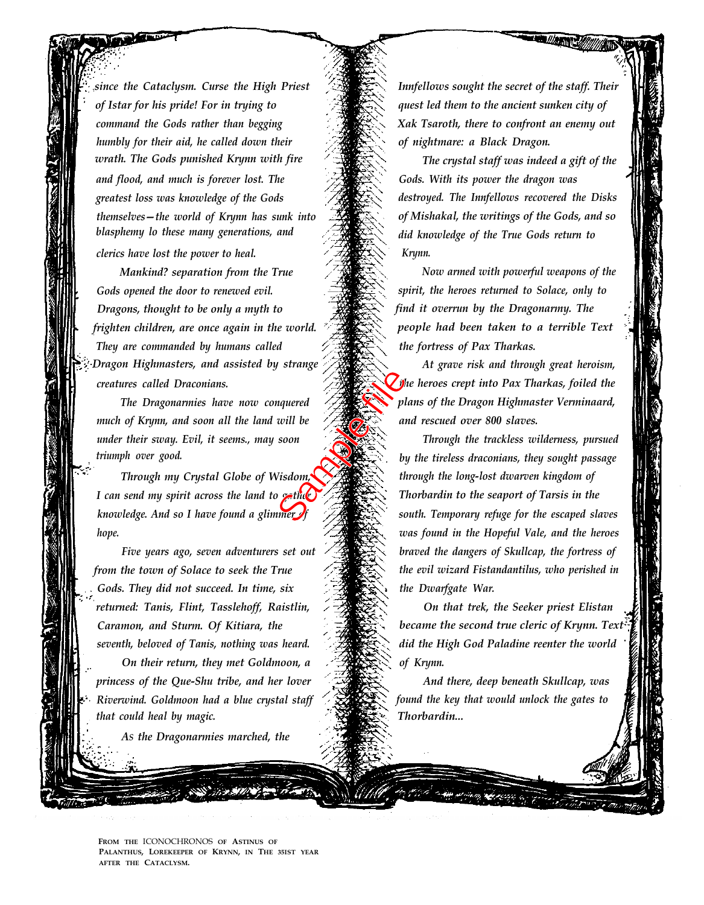*since the Cataclysm. Curse the High Priest of Istar for his pride! For in trying to command the Gods rather than begging humbly for their aid, he called down their wrath. The Gods punished Krynn with fire and flood, and much is forever lost. The greatest loss was knowledge of the Gods themselves—the world of Krynn has sunk into blasphemy lo these many generations, and clerics have lost the power to heal.*

*Mankind? separation from the True Gods opened the door to renewed evil. Dragons, thought to be only a myth to frighten children, are once again in the world. They are commanded by humans called Dragon Highmasters, and assisted by strange creatures called Draconians.*

*The Dragonarmies have now conquered much of Krynn, and soon all the land will be under their sway. Evil, it seems., may soon triumph over good.*

*Through my Crystal Globe of Wisdom, I can send my spirit across the land to gather knowledge. And so I have found a glimmer of hope.*

*Five years ago, seven adventurers set out from the town of Solace to seek the True Gods. They did not succeed. In time, six returned: Tanis, Flint, Tasslehoff, Raistlin, Caramon, and Sturm. Of Kitiara, the seventh, beloved of Tanis, nothing was heard.*

*On their return, they met Goldmoon, a princess of the Que-Shu tribe, and her lover Riverwind. Goldmoon had a blue crystal staff that could heal by magic.*

*As the Dragonarmies marched, the Innfellows sought the secret of the staff. Their quest led them to the ancient sunken city of Xak Tsaroth, there to confront an enemy out of nightmare: a Black Dragon.*

*The crystal staff was indeed a gift of the Gods. With its power the dragon was destroyed. The Innfellows recovered the Disks of Mishakal, the writings of the Gods, and so did knowledge of the True Gods return to Krynn.*

*Now armed with powerful weapons of the spirit, the heroes returned to Solace, only to find it overrun by the Dragonarmy. The people had been taken to a terrible Text the fortress of Pax Tharkas.*

*At grave risk and through great heroism, the heroes crept into Pax Tharkas, foiled the plans of the Dragon Highmaster Verminaard, and rescued over 800 slaves.*

*Through the trackless wilderness, pursued by the tireless draconians, they sought passage through the long-lost dwarven kingdom of Thorbardin to the seaport of Tarsis in the south. Temporary refuge for the escaped slaves was found in the Hopeful Vale, and the heroes braved the dangers of Skullcap, the fortress of the evil wizard Fistandantilus, who perished in the Dwarfgate War.*

*On that trek, the Seeker priest Elistan became the second true cleric of Krynn. Text did the High God Paladine reenter the world of Krynn.*

*And there, deep beneath Skullcap, was found the key that would unlock the gates to Thorbardin...*

From the ICONOCHRONOS of Astinus of Palanthus, Lorekeeper of Krynn, in the 351st year after the Cataclysm.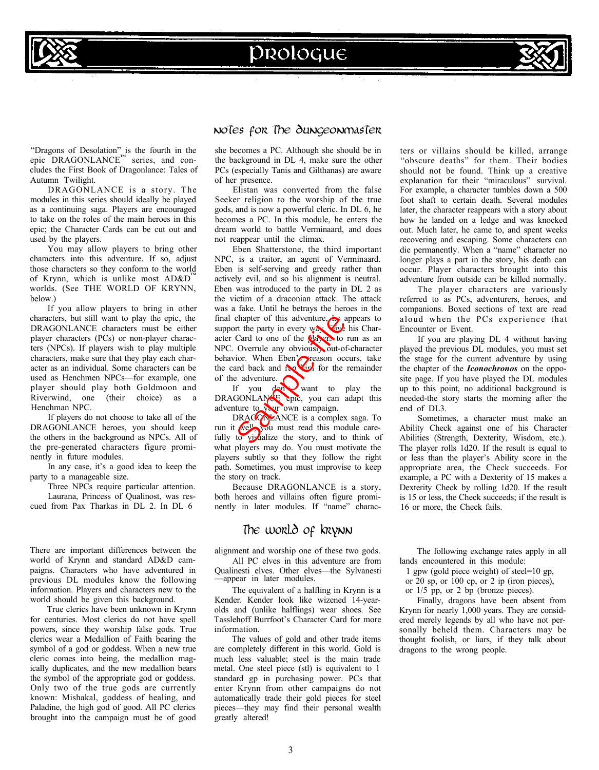# Prologue

## Notes for the Dungeonmaster

"Dragons of Desolation" is the fourth in the epic DRAGONLANCE™ series, and concludes the First Book of Dragonlance: Tales of Autumn Twilight.

DRAGONLANCE is a story. The modules in this series should ideally be played as a continuing saga. Players are encouraged to take on the roles of the main heroes in this epic; the Character Cards can be cut out and used by the players.

You may allow players to bring other characters into this adventure. If so, adjust those characters so they conform to the world of Krynn, which is unlike most AD&D™ worlds. (See THE WORLD OF KRYNN, below.)

If you allow players to bring in other characters, but still want to play the epic, the DRAGONLANCE characters must be either player characters (PCs) or non-player characters (NPCs). If players wish to play multiple characters, make sure that they play each character as an individual. Some characters can be used as Henchmen NPCs—for example, one player should play both Goldmoon and Riverwind, one (their choice) as a Henchman NPC.

If players do not choose to take all of the DRAGONLANCE heroes, you should keep the others in the background as NPCs. All of the pre-generated characters figure prominently in future modules.

In any case, it's a good idea to keep the party to a manageable size.

Three NPCs require particular attention.

Laurana, Princess of Qualinost, was rescued from Pax Tharkas in DL 2. In DL 6 she becomes a PC. Although she should be in the background in DL 4, make sure the other PCs (especially Tanis and Gilthanas) are aware of her presence.

Elistan was converted from the false Seeker religion to the worship of the true gods, and is now a powerful cleric. In DL 6, he becomes a PC. In this module, he enters the dream world to battle Verminaard, and does not reappear until the climax.

Eben Shatterstone, the third important NPC, is a traitor, an agent of Verminaard. Eben is self-serving and greedy rather than actively evil, and so his alignment is neutral. Eben was introduced to the party in DL 2 as the victim of a draconian attack. The attack was a fake. Until he betrays the heroes in the final chapter of this adventure, he appears to support the party in every way. Give his Character Card to one of the players to run as an NPC. Overrule any obvious, out-of-character behavior. When Eben's treason occurs, take the card back and run him for the remainder of the adventure.

If you don't want to play the DRAGONLANCE epic, you can adapt this adventure to your own campaign.

DRAGONLANCE is a complex saga. To run it well, you must read this module carefully to visualize the story, and to think of what players may do. You must motivate the players subtly so that they follow the right path. Sometimes, you must improvise to keep the story on track.

Because DRAGONLANCE is a story, both heroes and villains often figure prominently in later modules. If "name" characters or villains should be killed, arrange "obscure deaths" for them. Their bodies should not be found. Think up a creative explanation for their "miraculous" survival. For example, a character tumbles down a 500 foot shaft to certain death. Several modules later, the character reappears with a story about how he landed on a ledge and was knocked out. Much later, he came to, and spent weeks recovering and escaping. Some characters can die permanently. When a "name" character no longer plays a part in the story, his death can occur. Player characters brought into this adventure from outside can be killed normally.

The player characters are variously referred to as PCs, adventurers, heroes, and companions. Boxed sections of text are read aloud when the PCs experience that Encounter or Event.

If you are playing DL 4 without having played the previous DL modules, you must set the stage for the current adventure by using the chapter of the ***Iconochronos*** on the opposite page. If you have played the DL modules up to this point, no additional background is needed-the story starts the morning after the end of DL3.

Sometimes, a character must make an Ability Check against one of his Character Abilities (Strength, Dexterity, Wisdom, etc.). The player rolls 1d20. If the result is equal to or less than the player's Ability score in the appropriate area, the Check succeeds. For example, a PC with a Dexterity of 15 makes a Dexterity Check by rolling 1d20. If the result is 15 or less, the Check succeeds; if the result is 16 or more, the Check fails.

## The World of Krynn

There are important differences between the world of Krynn and standard AD&D campaigns. Characters who have adventured in previous DL modules know the following information. Players and characters new to the world should be given this background.

True clerics have been unknown in Krynn for centuries. Most clerics do not have spell powers, since they worship false gods. True clerics wear a Medallion of Faith bearing the symbol of a god or goddess. When a new true cleric comes into being, the medallion magically duplicates, and the new medallion bears the symbol of the appropriate god or goddess. Only two of the true gods are currently known: Mishakal, goddess of healing, and Paladine, the high god of good. All PC clerics brought into the campaign must be of good alignment and worship one of these two gods.

All PC elves in this adventure are from Qualinesti elves. Other elves—the Sylvanesti—appear in later modules.

The equivalent of a halfling in Krynn is a Kender. Kender look like wizened 14-year-olds and (unlike halflings) wear shoes. See Tasslehoff Burrfoot's Character Card for more information.

The values of gold and other trade items are completely different in this world. Gold is much less valuable; steel is the main trade metal. One steel piece (stl) is equivalent to 1 standard gp in purchasing power. PCs that enter Krynn from other campaigns do not automatically trade their gold pieces for steel pieces—they may find their personal wealth greatly altered!

The following exchange rates apply in all lands encountered in this module:

1 gpw (gold piece weight) of steel=10 gp, or 20 sp, or 100 cp, or 2 ip (iron pieces), or 1/5 pp, or 2 bp (bronze pieces).

Finally, dragons have been absent from Krynn for nearly 1,000 years. They are considered merely legends by all who have not personally beheld them. Characters may be thought foolish, or liars, if they talk about dragons to the wrong people.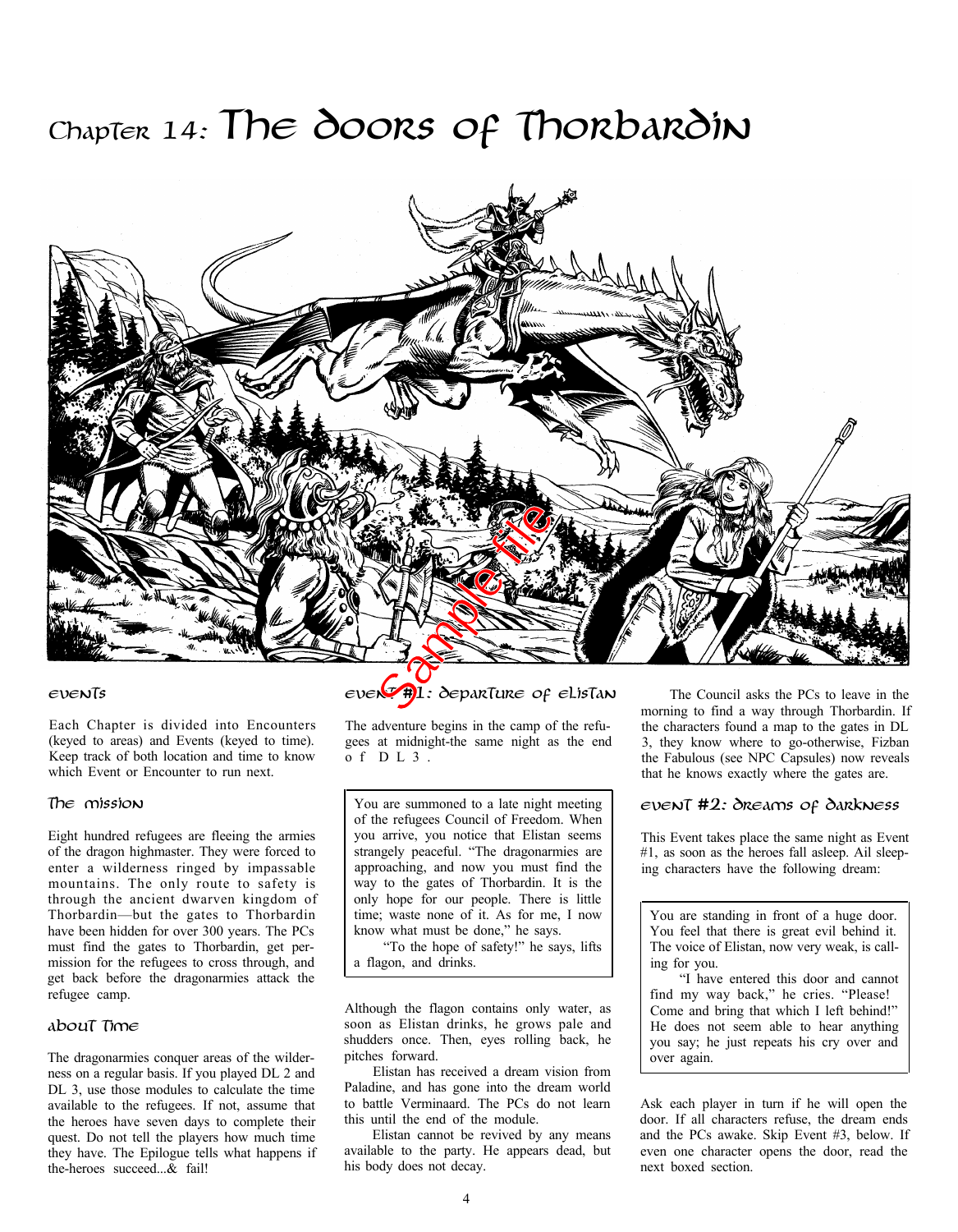# Chapter 14: The Doors of Thorbardin

## Events

Each Chapter is divided into Encounters (keyed to areas) and Events (keyed to time). Keep track of both location and time to know which Event or Encounter to run next.

### The Mission

Eight hundred refugees are fleeing the armies of the dragon highmaster. They were forced to enter a wilderness ringed by impassable mountains. The only route to safety is through the ancient dwarven kingdom of Thorbardin—but the gates to Thorbardin have been hidden for over 300 years. The PCs must find the gates to Thorbardin, get permission for the refugees to cross through, and get back before the dragonarmies attack the refugee camp.

### About Time

The dragonarmies conquer areas of the wilderness on a regular basis. If you played DL 2 and DL 3, use those modules to calculate the time available to the refugees. If not, assume that the heroes have seven days to complete their quest. Do not tell the players how much time they have. The Epilogue tells what happens if the-heroes succeed...& fail!

## Event #1: Departure of Elistan

The adventure begins in the camp of the refugees at midnight-the same night as the end of DL 3.

> You are summoned to a late night meeting of the refugees Council of Freedom. When you arrive, you notice that Elistan seems strangely peaceful. "The dragonarmies are approaching, and now you must find the way to the gates of Thorbardin. It is the only hope for our people. There is little time; waste none of it. As for me, I now know what must be done," he says.
>
> "To the hope of safety!" he says, lifts a flagon, and drinks.

Although the flagon contains only water, as soon as Elistan drinks, he grows pale and shudders once. Then, eyes rolling back, he pitches forward.

Elistan has received a dream vision from Paladine, and has gone into the dream world to battle Verminaard. The PCs do not learn this until the end of the module.

Elistan cannot be revived by any means available to the party. He appears dead, but his body does not decay.

The Council asks the PCs to leave in the morning to find a way through Thorbardin. If the characters found a map to the gates in DL 3, they know where to go-otherwise, Fizban the Fabulous (see NPC Capsules) now reveals that he knows exactly where the gates are.

## Event #2: Dreams of Darkness

This Event takes place the same night as Event #1, as soon as the heroes fall asleep. Ail sleeping characters have the following dream:

> You are standing in front of a huge door. You feel that there is great evil behind it. The voice of Elistan, now very weak, is calling for you.
>
> "I have entered this door and cannot find my way back," he cries. "Please! Come and bring that which I left behind!" He does not seem able to hear anything you say; he just repeats his cry over and over again.

Ask each player in turn if he will open the door. If all characters refuse, the dream ends and the PCs awake. Skip Event #3, below. If even one character opens the door, read the next boxed section.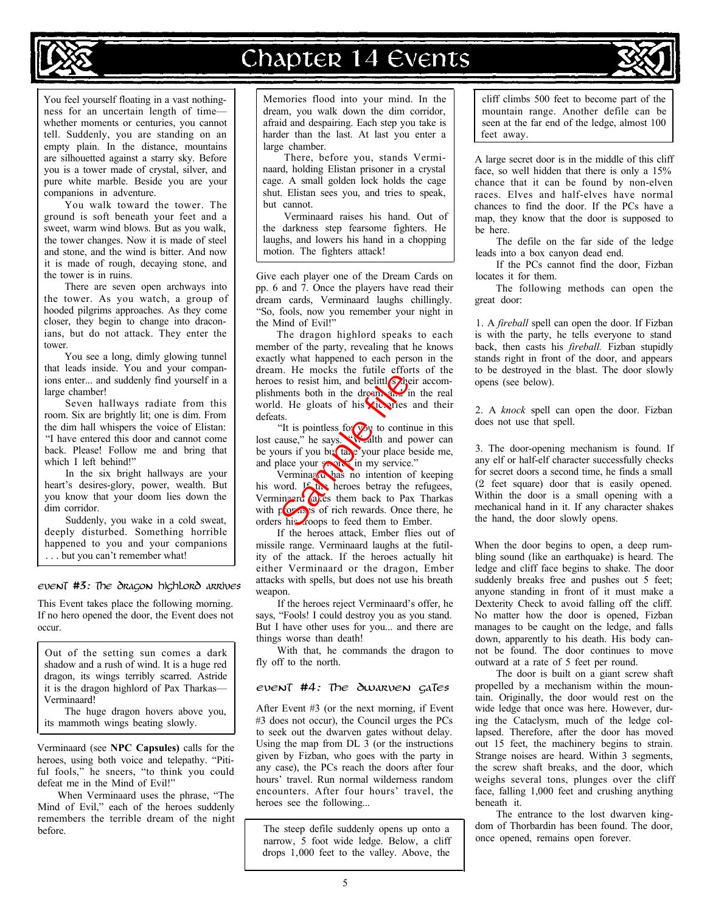# Chapter 14 Events

> You feel yourself floating in a vast nothingness for an uncertain length of time—whether moments or centuries, you cannot tell. Suddenly, you are standing on an empty plain. In the distance, mountains are silhouetted against a starry sky. Before you is a tower made of crystal, silver, and pure white marble. Beside you are your companions in adventure.
>
> You walk toward the tower. The ground is soft beneath your feet and a sweet, warm wind blows. But as you walk, the tower changes. Now it is made of steel and stone, and the wind is bitter. And now it is made of rough, decaying stone, and the tower is in ruins.
>
> There are seven open archways into the tower. As you watch, a group of hooded pilgrims approaches. As they come closer, they begin to change into draconians, but do not attack. They enter the tower.
>
> You see a long, dimly glowing tunnel that leads inside. You and your companions enter... and suddenly find yourself in a large chamber!
>
> Seven hallways radiate from this room. Six are brightly lit; one is dim. From the dim hall whispers the voice of Elistan: "I have entered this door and cannot come back. Please! Follow me and bring that which I left behind!"
>
> In the six bright hallways are your heart's desires-glory, power, wealth. But you know that your doom lies down the dim corridor.
>
> Suddenly, you wake in a cold sweat, deeply disturbed. Something horrible happened to you and your companions . . . but you can't remember what!

## Event #3: The Dragon Highlord Arrives

This Event takes place the following morning. If no hero opened the door, the Event does not occur.

> Out of the setting sun comes a dark shadow and a rush of wind. It is a huge red dragon, its wings terribly scarred. Astride it is the dragon highlord of Pax Tharkas—Verminaard!
>
> The huge dragon hovers above you, its mammoth wings beating slowly.

Verminaard (see **NPC Capsules**) calls for the heroes, using both voice and telepathy. "Pitiful fools," he sneers, "to think you could defeat me in the Mind of Evil!"

When Verminaard uses the phrase, "The Mind of Evil," each of the heroes suddenly remembers the terrible dream of the night before.

> Memories flood into your mind. In the dream, you walk down the dim corridor, afraid and despairing. Each step you take is harder than the last. At last you enter a large chamber.
>
> There, before you, stands Verminaard, holding Elistan prisoner in a crystal cage. A small golden lock holds the cage shut. Elistan sees you, and tries to speak, but cannot.
>
> Verminaard raises his hand. Out of the darkness step fearsome fighters. He laughs, and lowers his hand in a chopping motion. The fighters attack!

Give each player one of the Dream Cards on pp. 6 and 7. Once the players have read their dream cards, Verminaard laughs chillingly. "So, fools, now you remember your night in the Mind of Evil!"

The dragon highlord speaks to each member of the party, revealing that he knows exactly what happened to each person in the dream. He mocks the futile efforts of the heroes to resist him, and belittles their accomplishments both in the dream and in the real world. He gloats of his victories and their defeats.

"It is pointless for you to continue in this lost cause," he says. "Wealth and power can be yours if you but take your place beside me, and place your swords in my service."

Verminaard has no intention of keeping his word. If the heroes betray the refugees, Verminaard takes them back to Pax Tharkas with promises of rich rewards. Once there, he orders his troops to feed them to Ember.

If the heroes attack, Ember flies out of missile range. Verminaard laughs at the futility of the attack. If the heroes actually hit either Verminaard or the dragon, Ember attacks with spells, but does not use his breath weapon.

If the heroes reject Verminaard's offer, he says, "Fools! I could destroy you as you stand. But I have other uses for you... and there are things worse than death!"

With that, he commands the dragon to fly off to the north.

## Event #4: The Dwarven Gates

After Event #3 (or the next morning, if Event #3 does not occur), the Council urges the PCs to seek out the dwarven gates without delay. Using the map from DL 3 (or the instructions given by Fizban, who goes with the party in any case), the PCs reach the doors after four hours' travel. Run normal wilderness random encounters. After four hours' travel, the heroes see the following...

> The steep defile suddenly opens up onto a narrow, 5 foot wide ledge. Below, a cliff drops 1,000 feet to the valley. Above, the cliff climbs 500 feet to become part of the mountain range. Another defile can be seen at the far end of the ledge, almost 100 feet away.

A large secret door is in the middle of this cliff face, so well hidden that there is only a 15% chance that it can be found by non-elven races. Elves and half-elves have normal chances to find the door. If the PCs have a map, they know that the door is supposed to be here.

The defile on the far side of the ledge leads into a box canyon dead end.

If the PCs cannot find the door, Fizban locates it for them.

The following methods can open the great door:

1. A *fireball* spell can open the door. If Fizban is with the party, he tells everyone to stand back, then casts his *fireball.* Fizban stupidly stands right in front of the door, and appears to be destroyed in the blast. The door slowly opens (see below).

2. A *knock* spell can open the door. Fizban does not use that spell.

3. The door-opening mechanism is found. If any elf or half-elf character successfully checks for secret doors a second time, he finds a small (2 feet square) door that is easily opened. Within the door is a small opening with a mechanical hand in it. If any character shakes the hand, the door slowly opens.

When the door begins to open, a deep rumbling sound (like an earthquake) is heard. The ledge and cliff face begins to shake. The door suddenly breaks free and pushes out 5 feet; anyone standing in front of it must make a Dexterity Check to avoid falling off the cliff. No matter how the door is opened, Fizban manages to be caught on the ledge, and falls down, apparently to his death. His body cannot be found. The door continues to move outward at a rate of 5 feet per round.

The door is built on a giant screw shaft propelled by a mechanism within the mountain. Originally, the door would rest on the wide ledge that once was here. However, during the Cataclysm, much of the ledge collapsed. Therefore, after the door has moved out 15 feet, the machinery begins to strain. Strange noises are heard. Within 3 segments, the screw shaft breaks, and the door, which weighs several tons, plunges over the cliff face, falling 1,000 feet and crushing anything beneath it.

The entrance to the lost dwarven kingdom of Thorbardin has been found. The door, once opened, remains open forever.